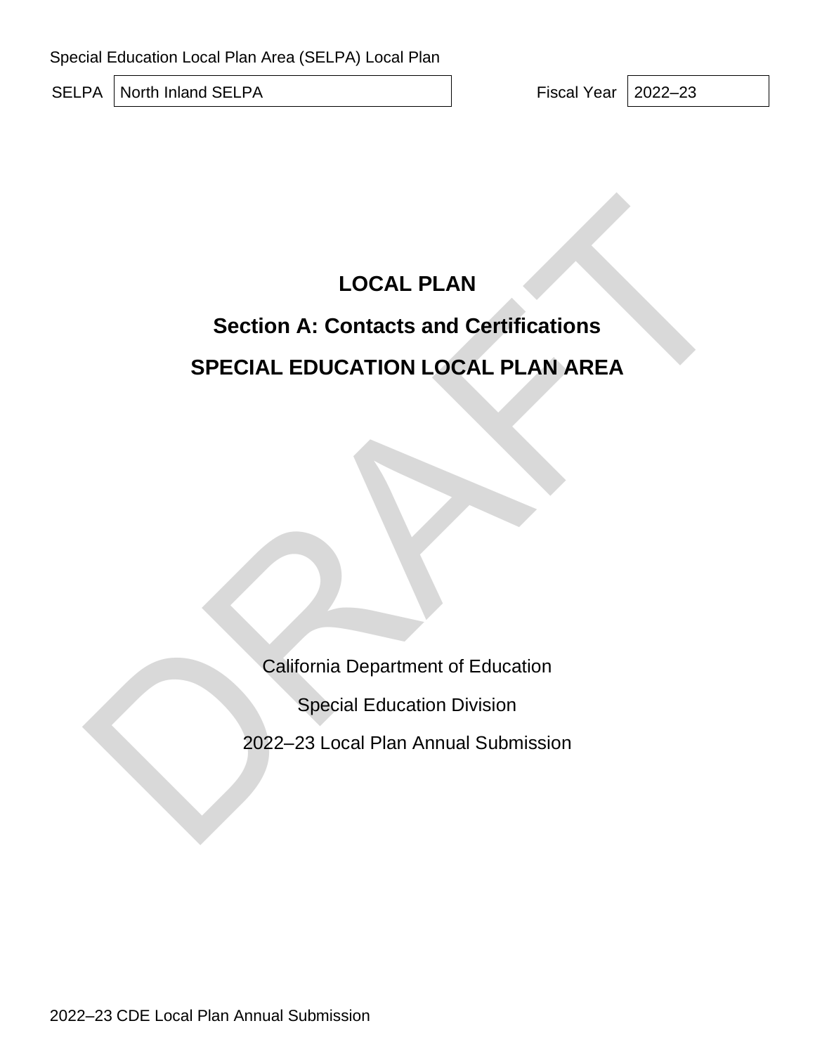Special Education Local Plan Area (SELPA) Local Plan

| SELPA | North Inland SELPA | Fiscal Year | 2022–23 |
| --- | --- | --- | --- |

# LOCAL PLAN

## Section A: Contacts and Certifications

## SPECIAL EDUCATION LOCAL PLAN AREA

DRAFT

California Department of Education

Special Education Division

2022–23 Local Plan Annual Submission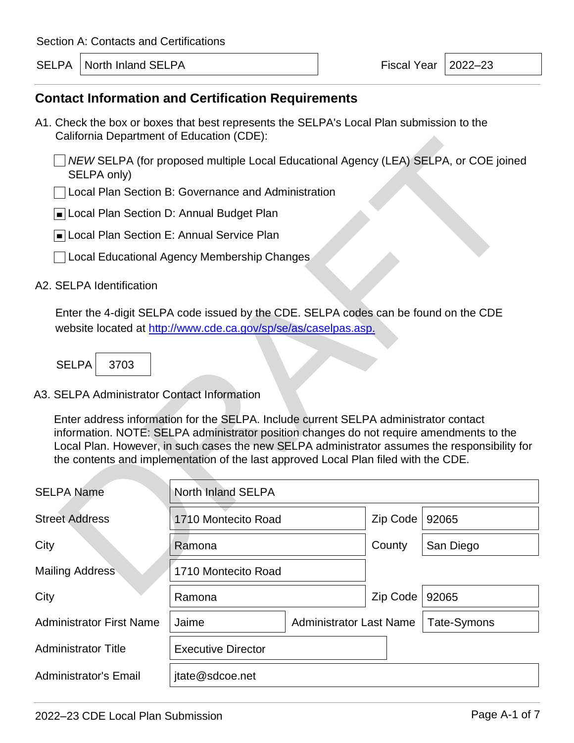Section A: Contacts and Certifications

| SELPA | North Inland SELPA | Fiscal Year | 2022–23 |
|---|---|---|---|

## Contact Information and Certification Requirements

A1. Check the box or boxes that best represents the SELPA's Local Plan submission to the California Department of Education (CDE):

- ☐ *NEW* SELPA (for proposed multiple Local Educational Agency (LEA) SELPA, or COE joined SELPA only)
- ☐ Local Plan Section B: Governance and Administration
- ☒ Local Plan Section D: Annual Budget Plan
- ☒ Local Plan Section E: Annual Service Plan
- ☐ Local Educational Agency Membership Changes

A2. SELPA Identification

Enter the 4-digit SELPA code issued by the CDE. SELPA codes can be found on the CDE website located at http://www.cde.ca.gov/sp/se/as/caselpas.asp.

| SELPA | 3703 |
|---|---|

A3. SELPA Administrator Contact Information

Enter address information for the SELPA. Include current SELPA administrator contact information. NOTE: SELPA administrator position changes do not require amendments to the Local Plan. However, in such cases the new SELPA administrator assumes the responsibility for the contents and implementation of the last approved Local Plan filed with the CDE.

| Field | Value | Field | Value |
|---|---|---|---|
| SELPA Name | North Inland SELPA | | |
| Street Address | 1710 Montecito Road | Zip Code | 92065 |
| City | Ramona | County | San Diego |
| Mailing Address | 1710 Montecito Road | | |
| City | Ramona | Zip Code | 92065 |
| Administrator First Name | Jaime | Administrator Last Name | Tate-Symons |
| Administrator Title | Executive Director | | |
| Administrator's Email | jtate@sdcoe.net | | |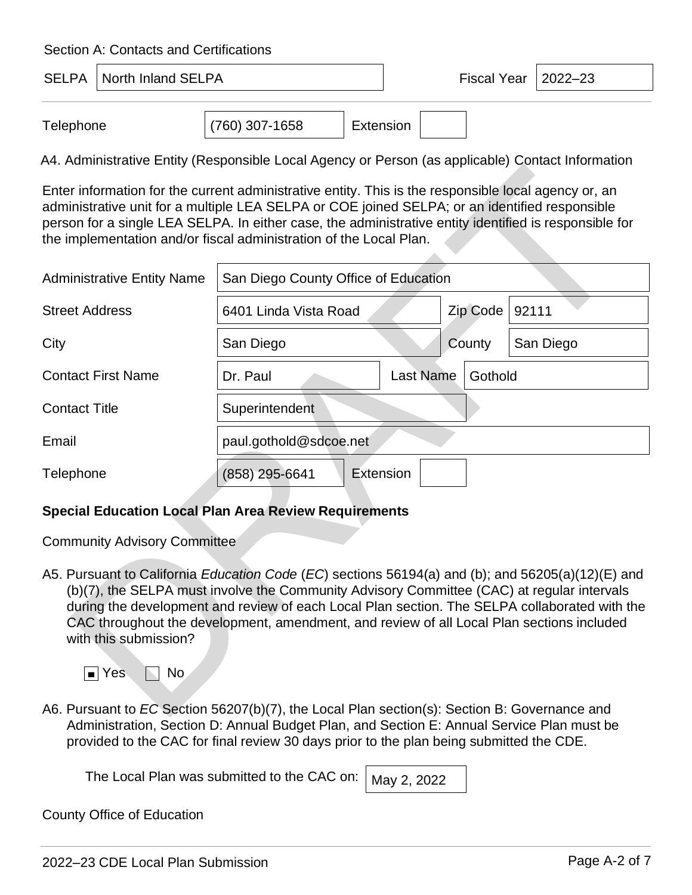Section A: Contacts and Certifications

| SELPA | North Inland SELPA | Fiscal Year | 2022–23 |
|---|---|---|---|

| Telephone | (760) 307-1658 | Extension | |
|---|---|---|---|

A4. Administrative Entity (Responsible Local Agency or Person (as applicable) Contact Information

Enter information for the current administrative entity. This is the responsible local agency or, an administrative unit for a multiple LEA SELPA or COE joined SELPA; or an identified responsible person for a single LEA SELPA. In either case, the administrative entity identified is responsible for the implementation and/or fiscal administration of the Local Plan.

| | | | |
|---|---|---|---|
| Administrative Entity Name | San Diego County Office of Education | | |
| Street Address | 6401 Linda Vista Road | Zip Code | 92111 |
| City | San Diego | County | San Diego |
| Contact First Name | Dr. Paul | Last Name | Gothold |
| Contact Title | Superintendent | | |
| Email | paul.gothold@sdcoe.net | | |
| Telephone | (858) 295-6641 | Extension | |

**Special Education Local Plan Area Review Requirements**

Community Advisory Committee

A5. Pursuant to California *Education Code* (*EC*) sections 56194(a) and (b); and 56205(a)(12)(E) and (b)(7), the SELPA must involve the Community Advisory Committee (CAC) at regular intervals during the development and review of each Local Plan section. The SELPA collaborated with the CAC throughout the development, amendment, and review of all Local Plan sections included with this submission?

☒ Yes ☐ No

A6. Pursuant to *EC* Section 56207(b)(7), the Local Plan section(s): Section B: Governance and Administration, Section D: Annual Budget Plan, and Section E: Annual Service Plan must be provided to the CAC for final review 30 days prior to the plan being submitted the CDE.

The Local Plan was submitted to the CAC on: May 2, 2022

County Office of Education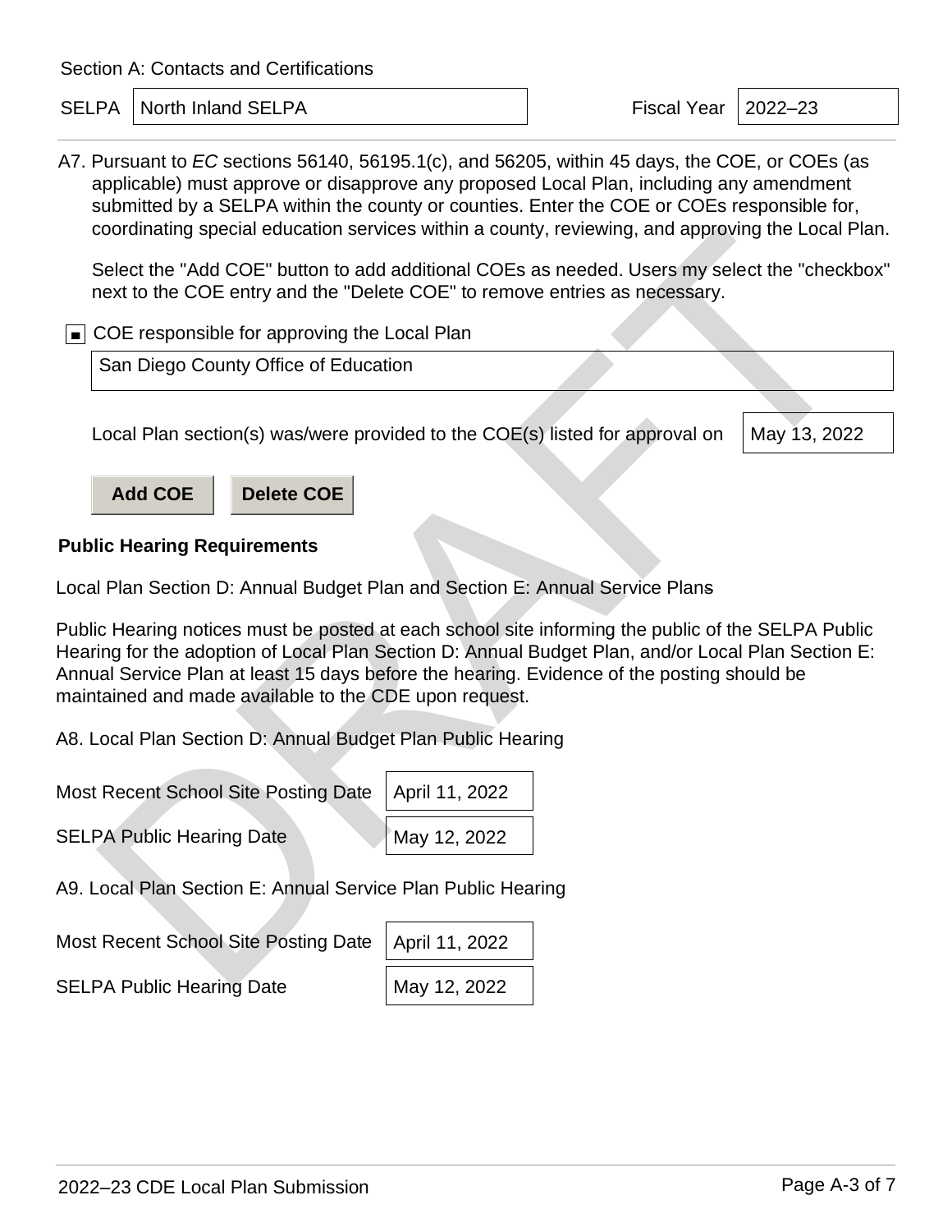Section A: Contacts and Certifications

| SELPA | North Inland SELPA | Fiscal Year | 2022–23 |
|---|---|---|---|

A7. Pursuant to *EC* sections 56140, 56195.1(c), and 56205, within 45 days, the COE, or COEs (as applicable) must approve or disapprove any proposed Local Plan, including any amendment submitted by a SELPA within the county or counties. Enter the COE or COEs responsible for, coordinating special education services within a county, reviewing, and approving the Local Plan.

Select the "Add COE" button to add additional COEs as needed. Users my select the "checkbox" next to the COE entry and the "Delete COE" to remove entries as necessary.

☐ COE responsible for approving the Local Plan

San Diego County Office of Education

Local Plan section(s) was/were provided to the COE(s) listed for approval on: May 13, 2022

**Add COE** **Delete COE**

**Public Hearing Requirements**

Local Plan Section D: Annual Budget Plan and Section E: Annual Service Plans

Public Hearing notices must be posted at each school site informing the public of the SELPA Public Hearing for the adoption of Local Plan Section D: Annual Budget Plan, and/or Local Plan Section E: Annual Service Plan at least 15 days before the hearing. Evidence of the posting should be maintained and made available to the CDE upon request.

A8. Local Plan Section D: Annual Budget Plan Public Hearing

| Most Recent School Site Posting Date | April 11, 2022 |
|---|---|
| SELPA Public Hearing Date | May 12, 2022 |

A9. Local Plan Section E: Annual Service Plan Public Hearing

| Most Recent School Site Posting Date | April 11, 2022 |
|---|---|
| SELPA Public Hearing Date | May 12, 2022 |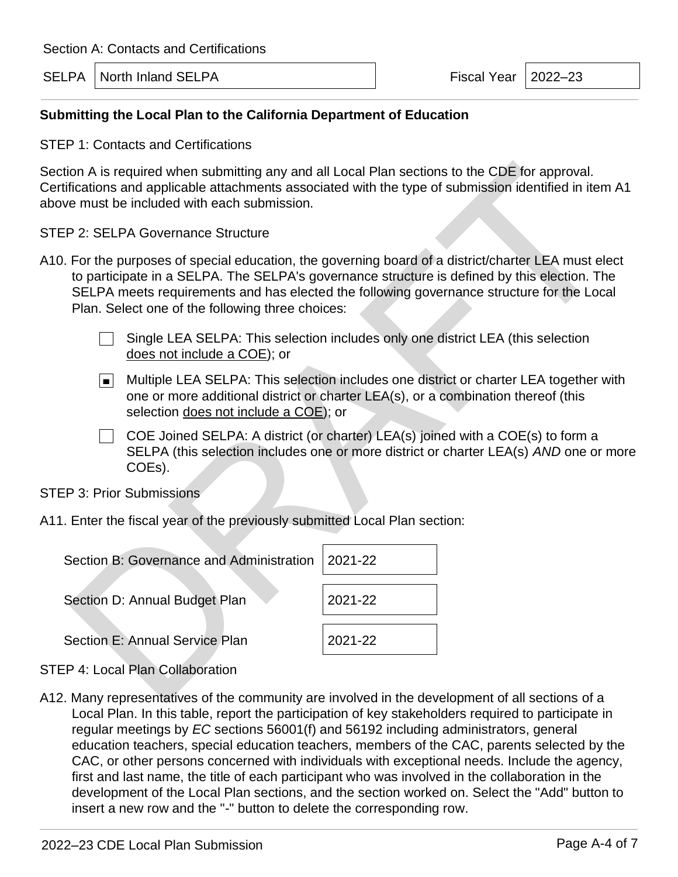Section A: Contacts and Certifications

| SELPA | North Inland SELPA | Fiscal Year | 2022–23 |
|---|---|---|---|

## Submitting the Local Plan to the California Department of Education

STEP 1: Contacts and Certifications

Section A is required when submitting any and all Local Plan sections to the CDE for approval. Certifications and applicable attachments associated with the type of submission identified in item A1 above must be included with each submission.

STEP 2: SELPA Governance Structure

A10. For the purposes of special education, the governing board of a district/charter LEA must elect to participate in a SELPA. The SELPA's governance structure is defined by this election. The SELPA meets requirements and has elected the following governance structure for the Local Plan. Select one of the following three choices:

- ☐ Single LEA SELPA: This selection includes only one district LEA (this selection does not include a COE); or
- ☒ Multiple LEA SELPA: This selection includes one district or charter LEA together with one or more additional district or charter LEA(s), or a combination thereof (this selection does not include a COE); or
- ☐ COE Joined SELPA: A district (or charter) LEA(s) joined with a COE(s) to form a SELPA (this selection includes one or more district or charter LEA(s) *AND* one or more COEs).

STEP 3: Prior Submissions

A11. Enter the fiscal year of the previously submitted Local Plan section:

| Section | Fiscal Year |
|---|---|
| Section B: Governance and Administration | 2021-22 |
| Section D: Annual Budget Plan | 2021-22 |
| Section E: Annual Service Plan | 2021-22 |

STEP 4: Local Plan Collaboration

A12. Many representatives of the community are involved in the development of all sections of a Local Plan. In this table, report the participation of key stakeholders required to participate in regular meetings by *EC* sections 56001(f) and 56192 including administrators, general education teachers, special education teachers, members of the CAC, parents selected by the CAC, or other persons concerned with individuals with exceptional needs. Include the agency, first and last name, the title of each participant who was involved in the collaboration in the development of the Local Plan sections, and the section worked on. Select the "Add" button to insert a new row and the "-" button to delete the corresponding row.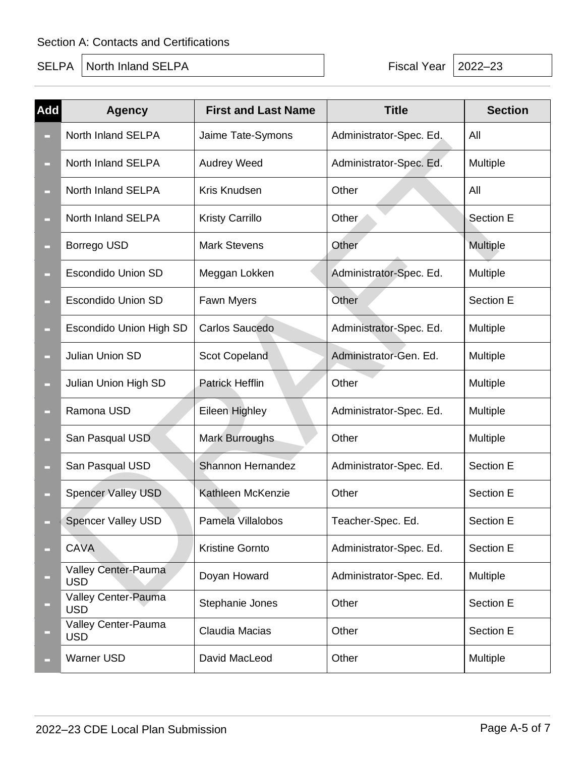Section A: Contacts and Certifications

SELPA: North Inland SELPA

Fiscal Year: 2022–23

| Add | Agency | First and Last Name | Title | Section |
|---|---|---|---|---|
| - | North Inland SELPA | Jaime Tate-Symons | Administrator-Spec. Ed. | All |
| - | North Inland SELPA | Audrey Weed | Administrator-Spec. Ed. | Multiple |
| - | North Inland SELPA | Kris Knudsen | Other | All |
| - | North Inland SELPA | Kristy Carrillo | Other | Section E |
| - | Borrego USD | Mark Stevens | Other | Multiple |
| - | Escondido Union SD | Meggan Lokken | Administrator-Spec. Ed. | Multiple |
| - | Escondido Union SD | Fawn Myers | Other | Section E |
| - | Escondido Union High SD | Carlos Saucedo | Administrator-Spec. Ed. | Multiple |
| - | Julian Union SD | Scot Copeland | Administrator-Gen. Ed. | Multiple |
| - | Julian Union High SD | Patrick Hefflin | Other | Multiple |
| - | Ramona USD | Eileen Highley | Administrator-Spec. Ed. | Multiple |
| - | San Pasqual USD | Mark Burroughs | Other | Multiple |
| - | San Pasqual USD | Shannon Hernandez | Administrator-Spec. Ed. | Section E |
| - | Spencer Valley USD | Kathleen McKenzie | Other | Section E |
| - | Spencer Valley USD | Pamela Villalobos | Teacher-Spec. Ed. | Section E |
| - | CAVA | Kristine Gornto | Administrator-Spec. Ed. | Section E |
| - | Valley Center-Pauma USD | Doyan Howard | Administrator-Spec. Ed. | Multiple |
| - | Valley Center-Pauma USD | Stephanie Jones | Other | Section E |
| - | Valley Center-Pauma USD | Claudia Macias | Other | Section E |
| - | Warner USD | David MacLeod | Other | Multiple |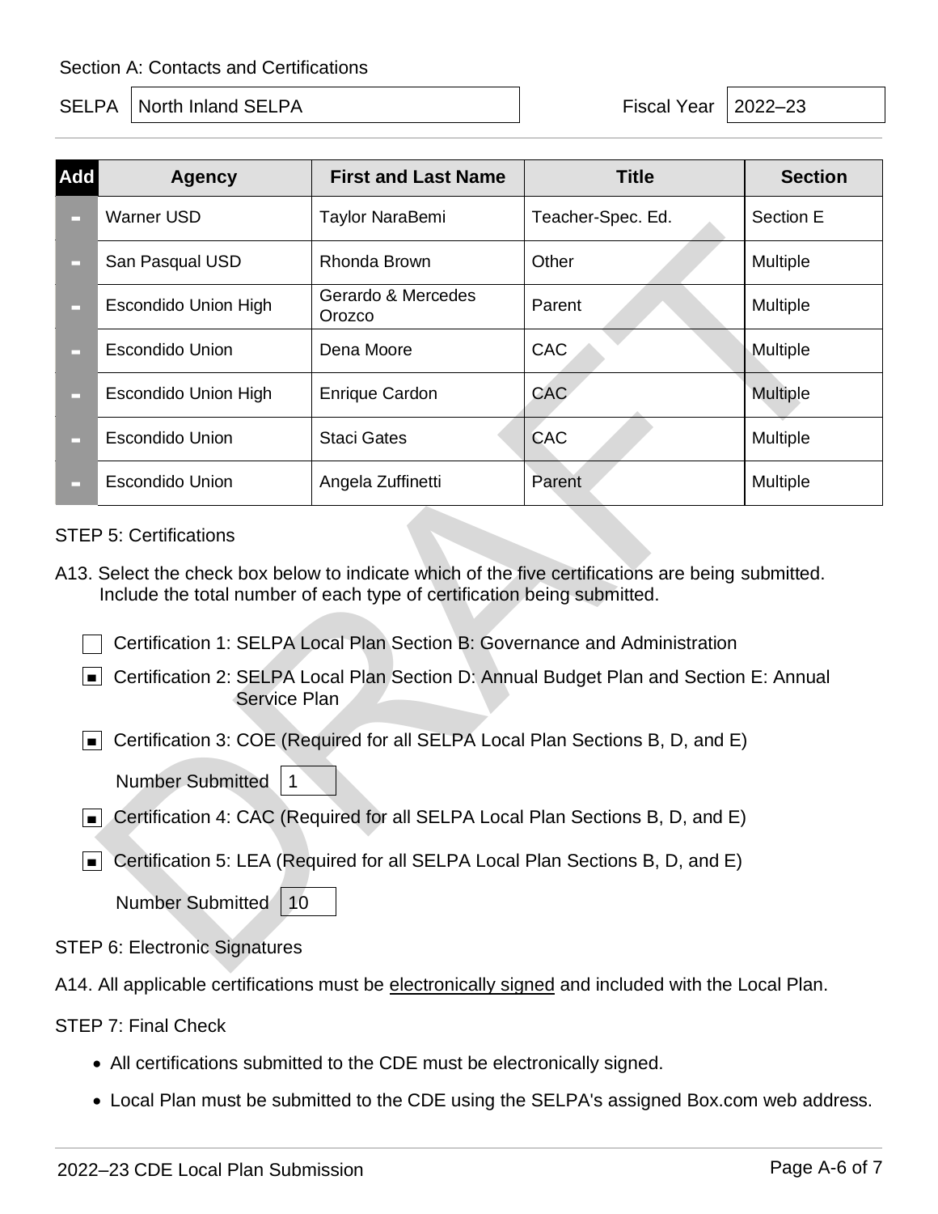Section A: Contacts and Certifications

SELPA: North Inland SELPA

Fiscal Year: 2022–23

| Add | Agency | First and Last Name | Title | Section |
| --- | --- | --- | --- | --- |
| - | Warner USD | Taylor NaraBemi | Teacher-Spec. Ed. | Section E |
| - | San Pasqual USD | Rhonda Brown | Other | Multiple |
| - | Escondido Union High | Gerardo & Mercedes Orozco | Parent | Multiple |
| - | Escondido Union | Dena Moore | CAC | Multiple |
| - | Escondido Union High | Enrique Cardon | CAC | Multiple |
| - | Escondido Union | Staci Gates | CAC | Multiple |
| - | Escondido Union | Angela Zuffinetti | Parent | Multiple |

STEP 5: Certifications

A13. Select the check box below to indicate which of the five certifications are being submitted. Include the total number of each type of certification being submitted.

- [ ] Certification 1: SELPA Local Plan Section B: Governance and Administration
- [x] Certification 2: SELPA Local Plan Section D: Annual Budget Plan and Section E: Annual Service Plan
- [x] Certification 3: COE (Required for all SELPA Local Plan Sections B, D, and E)

  Number Submitted: 1
- [x] Certification 4: CAC (Required for all SELPA Local Plan Sections B, D, and E)
- [x] Certification 5: LEA (Required for all SELPA Local Plan Sections B, D, and E)

  Number Submitted: 10

STEP 6: Electronic Signatures

A14. All applicable certifications must be electronically signed and included with the Local Plan.

STEP 7: Final Check

- All certifications submitted to the CDE must be electronically signed.
- Local Plan must be submitted to the CDE using the SELPA's assigned Box.com web address.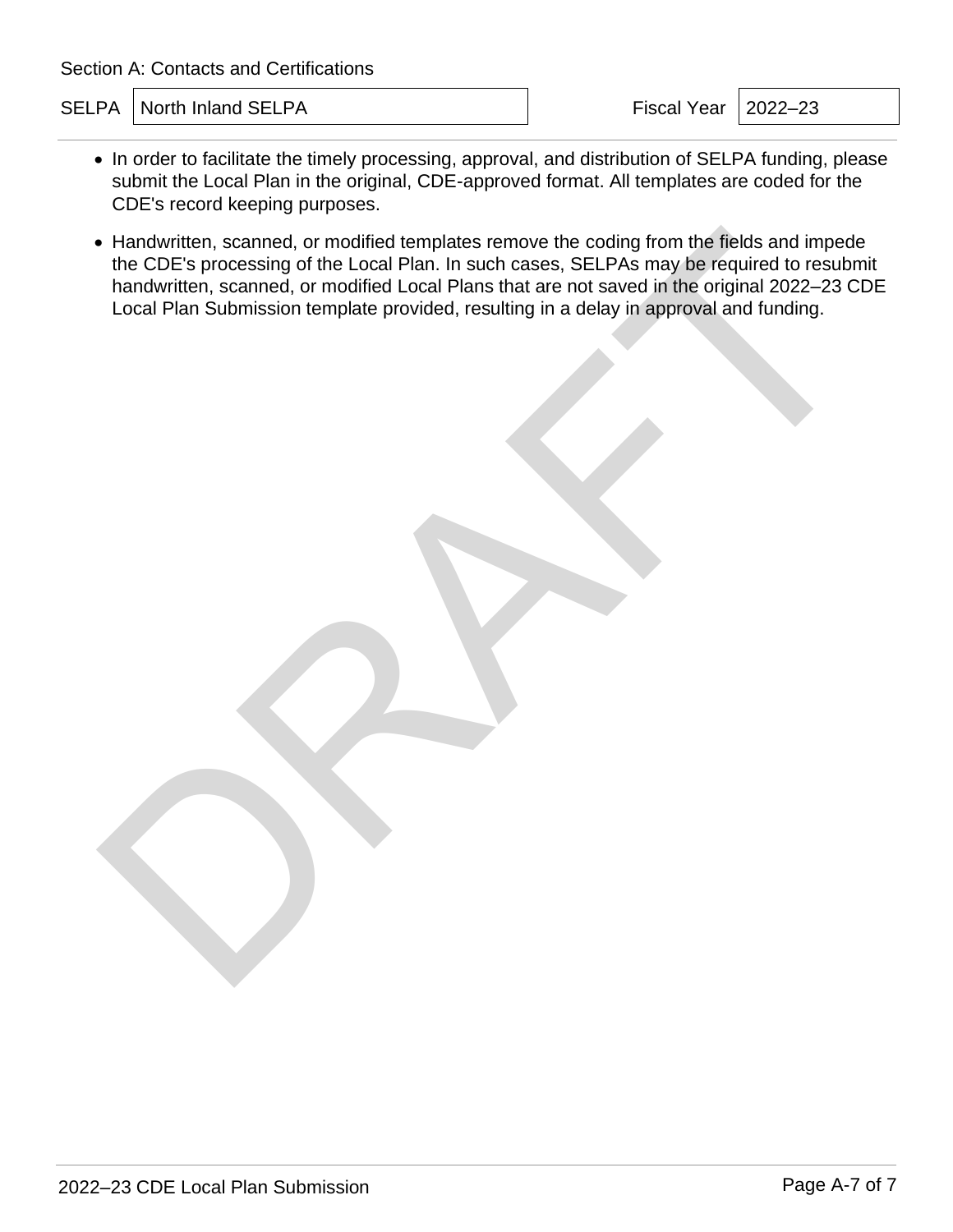Section A: Contacts and Certifications

| SELPA | North Inland SELPA | Fiscal Year | 2022–23 |
|---|---|---|---|

- In order to facilitate the timely processing, approval, and distribution of SELPA funding, please submit the Local Plan in the original, CDE-approved format. All templates are coded for the CDE's record keeping purposes.
- Handwritten, scanned, or modified templates remove the coding from the fields and impede the CDE's processing of the Local Plan. In such cases, SELPAs may be required to resubmit handwritten, scanned, or modified Local Plans that are not saved in the original 2022–23 CDE Local Plan Submission template provided, resulting in a delay in approval and funding.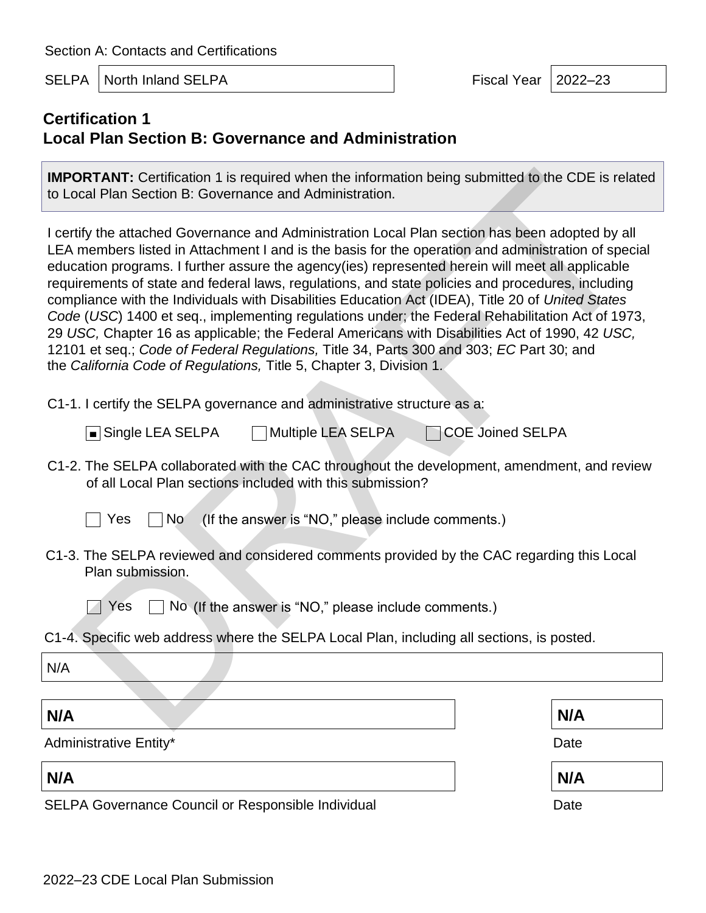Section A: Contacts and Certifications

| SELPA | North Inland SELPA | Fiscal Year | 2022–23 |
|---|---|---|---|

## Certification 1
## Local Plan Section B: Governance and Administration

**IMPORTANT:** Certification 1 is required when the information being submitted to the CDE is related to Local Plan Section B: Governance and Administration.

I certify the attached Governance and Administration Local Plan section has been adopted by all LEA members listed in Attachment I and is the basis for the operation and administration of special education programs. I further assure the agency(ies) represented herein will meet all applicable requirements of state and federal laws, regulations, and state policies and procedures, including compliance with the Individuals with Disabilities Education Act (IDEA), Title 20 of *United States Code* (*USC*) 1400 et seq., implementing regulations under; the Federal Rehabilitation Act of 1973, 29 *USC,* Chapter 16 as applicable; the Federal Americans with Disabilities Act of 1990, 42 *USC,* 12101 et seq.; *Code of Federal Regulations,* Title 34, Parts 300 and 303; *EC* Part 30; and the *California Code of Regulations,* Title 5, Chapter 3, Division 1.

C1-1. I certify the SELPA governance and administrative structure as a:

☒ Single LEA SELPA ☐ Multiple LEA SELPA ☐ COE Joined SELPA

C1-2. The SELPA collaborated with the CAC throughout the development, amendment, and review of all Local Plan sections included with this submission?

☐ Yes ☐ No (If the answer is “NO,” please include comments.)

C1-3. The SELPA reviewed and considered comments provided by the CAC regarding this Local Plan submission.

☐ Yes ☐ No (If the answer is “NO,” please include comments.)

C1-4. Specific web address where the SELPA Local Plan, including all sections, is posted.

N/A

**N/A** | **N/A**

Administrative Entity* | Date

**N/A** | **N/A**

SELPA Governance Council or Responsible Individual | Date

2022–23 CDE Local Plan Submission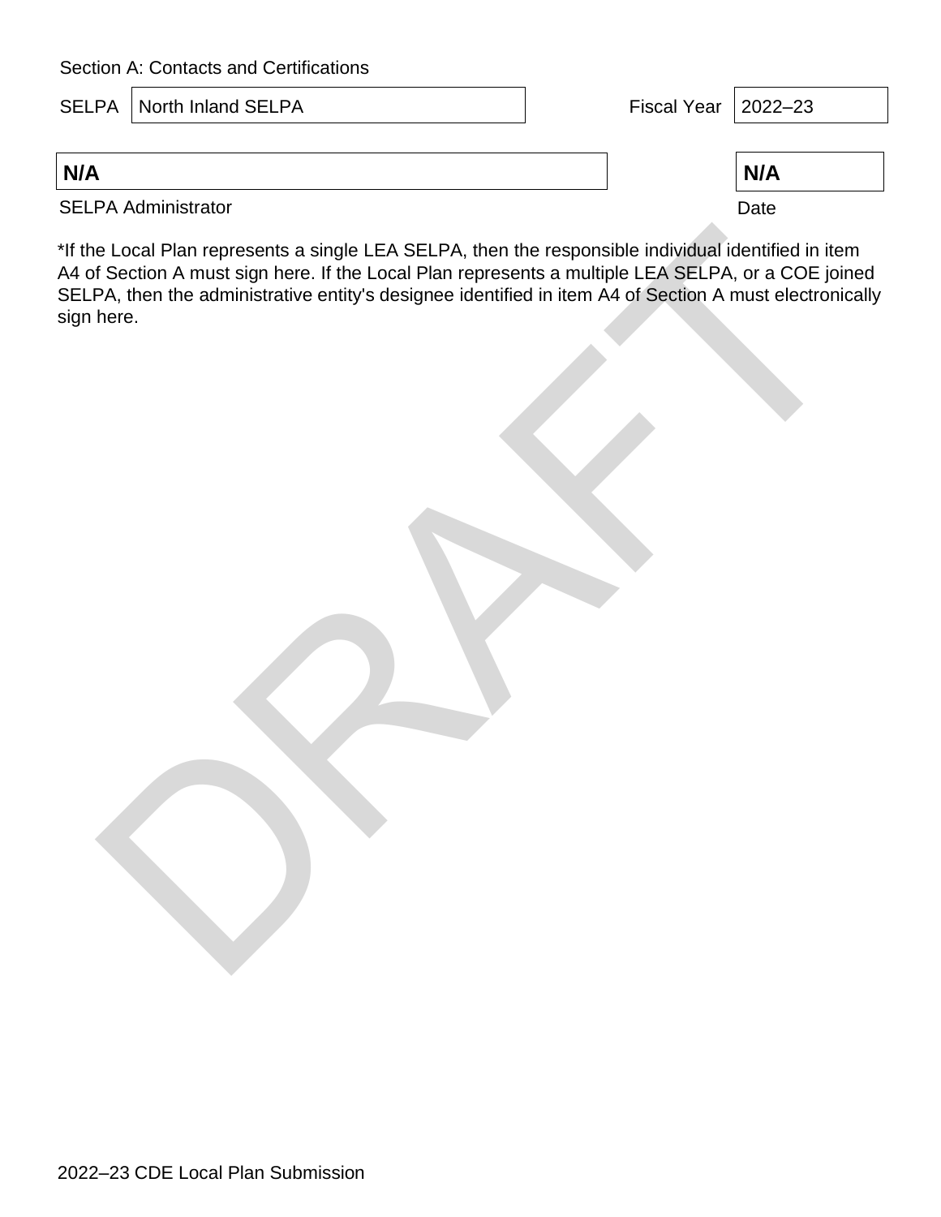Section A: Contacts and Certifications

SELPA: North Inland SELPA

Fiscal Year: 2022–23

**N/A**

SELPA Administrator

**N/A**

Date

*If the Local Plan represents a single LEA SELPA, then the responsible individual identified in item A4 of Section A must sign here. If the Local Plan represents a multiple LEA SELPA, or a COE joined SELPA, then the administrative entity's designee identified in item A4 of Section A must electronically sign here.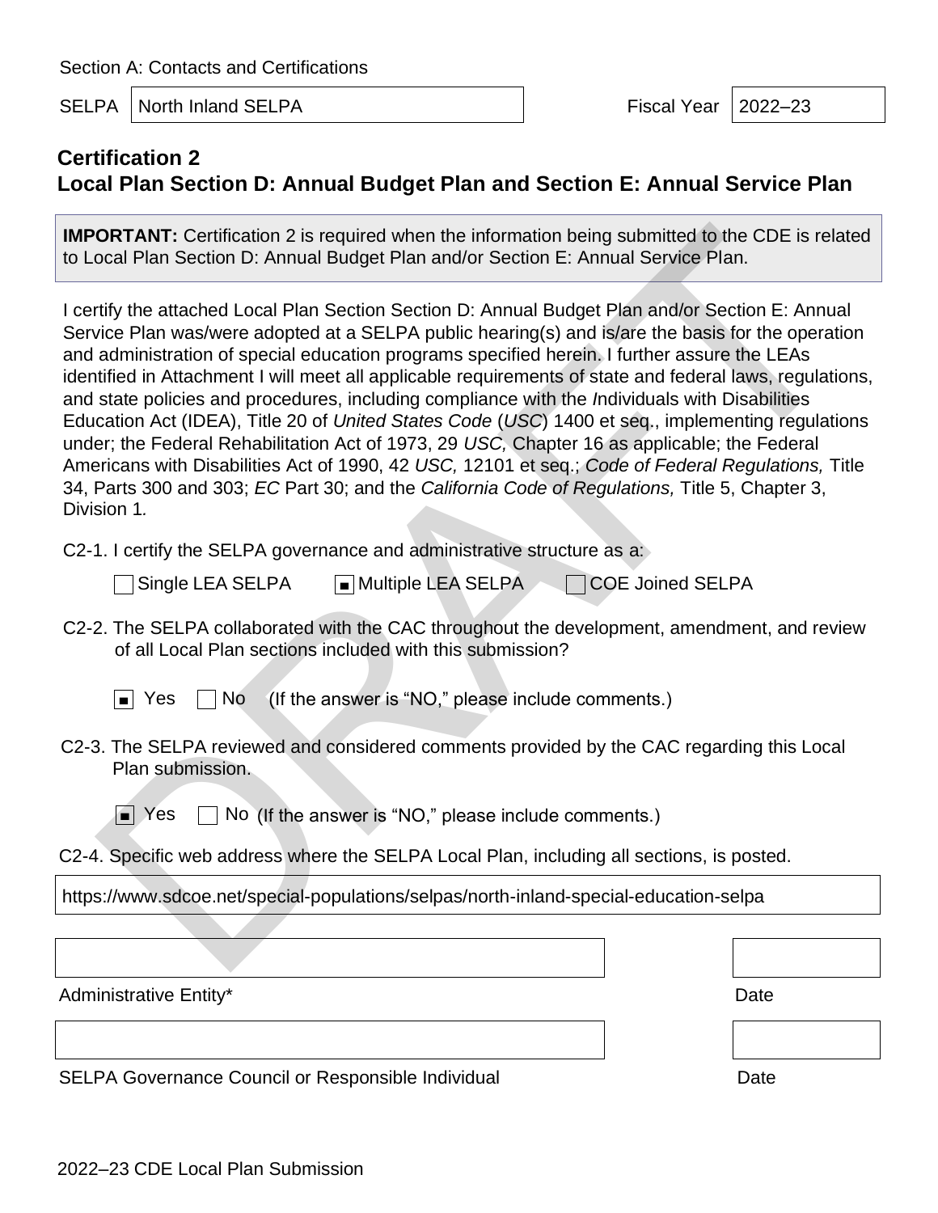Section A: Contacts and Certifications

SELPA: North Inland SELPA

Fiscal Year: 2022–23

## Certification 2
## Local Plan Section D: Annual Budget Plan and Section E: Annual Service Plan

**IMPORTANT:** Certification 2 is required when the information being submitted to the CDE is related to Local Plan Section D: Annual Budget Plan and/or Section E: Annual Service Plan.

I certify the attached Local Plan Section Section D: Annual Budget Plan and/or Section E: Annual Service Plan was/were adopted at a SELPA public hearing(s) and is/are the basis for the operation and administration of special education programs specified herein. I further assure the LEAs identified in Attachment I will meet all applicable requirements of state and federal laws, regulations, and state policies and procedures, including compliance with the *I*ndividuals with Disabilities Education Act (IDEA), Title 20 of *United States Code* (*USC*) 1400 et seq., implementing regulations under; the Federal Rehabilitation Act of 1973, 29 *USC,* Chapter 16 as applicable; the Federal Americans with Disabilities Act of 1990, 42 *USC,* 12101 et seq.; *Code of Federal Regulations,* Title 34, Parts 300 and 303; *EC* Part 30; and the *California Code of Regulations,* Title 5, Chapter 3, Division 1*.*

C2-1. I certify the SELPA governance and administrative structure as a:

☐ Single LEA SELPA ☒ Multiple LEA SELPA ☐ COE Joined SELPA

C2-2. The SELPA collaborated with the CAC throughout the development, amendment, and review of all Local Plan sections included with this submission?

☒ Yes ☐ No (If the answer is "NO," please include comments.)

C2-3. The SELPA reviewed and considered comments provided by the CAC regarding this Local Plan submission.

☒ Yes ☐ No (If the answer is "NO," please include comments.)

C2-4. Specific web address where the SELPA Local Plan, including all sections, is posted.

https://www.sdcoe.net/special-populations/selpas/north-inland-special-education-selpa

| Administrative Entity* | Date |
|---|---|
| | |

| SELPA Governance Council or Responsible Individual | Date |
|---|---|
| | |

2022–23 CDE Local Plan Submission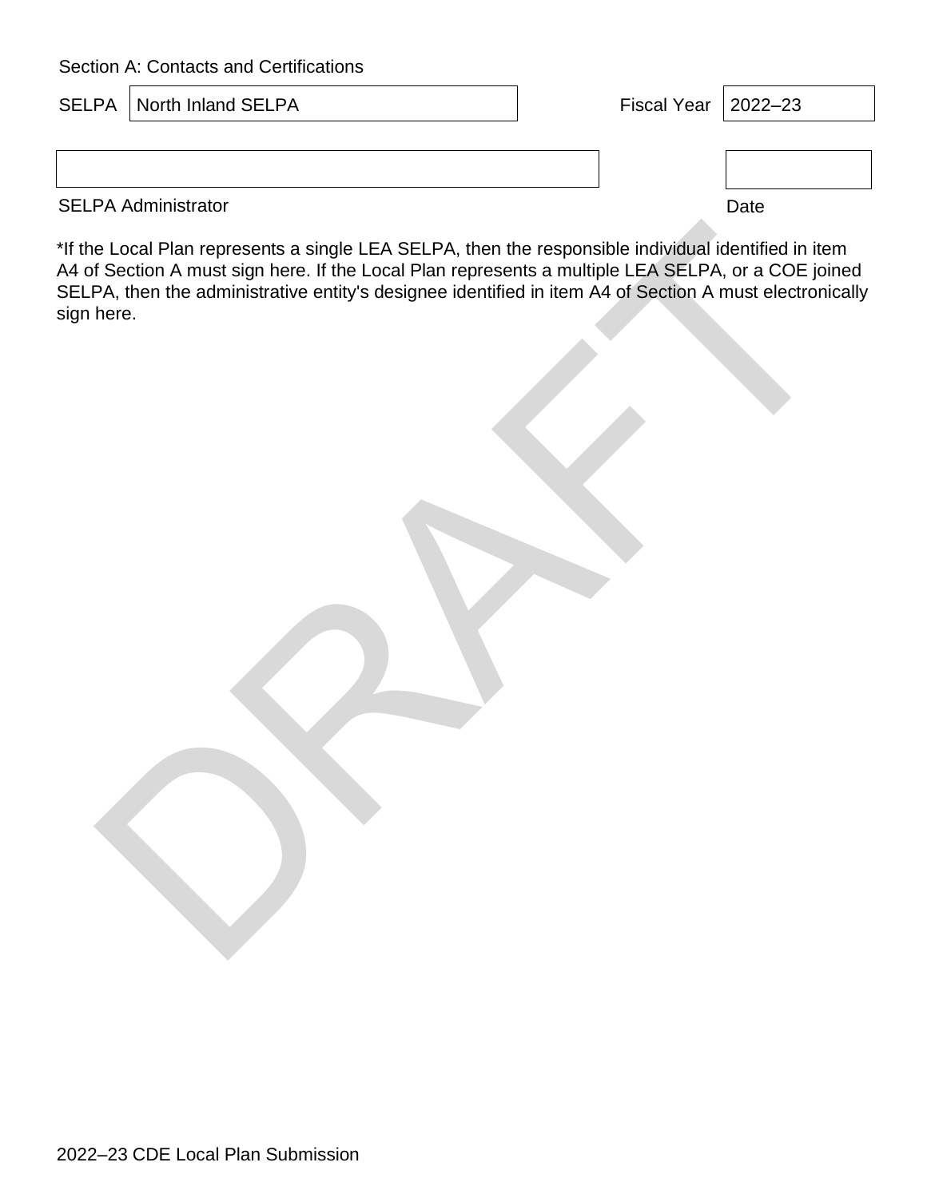Section A: Contacts and Certifications

SELPA: North Inland SELPA

Fiscal Year: 2022–23

SELPA Administrator

Date

*If the Local Plan represents a single LEA SELPA, then the responsible individual identified in item A4 of Section A must sign here. If the Local Plan represents a multiple LEA SELPA, or a COE joined SELPA, then the administrative entity's designee identified in item A4 of Section A must electronically sign here.